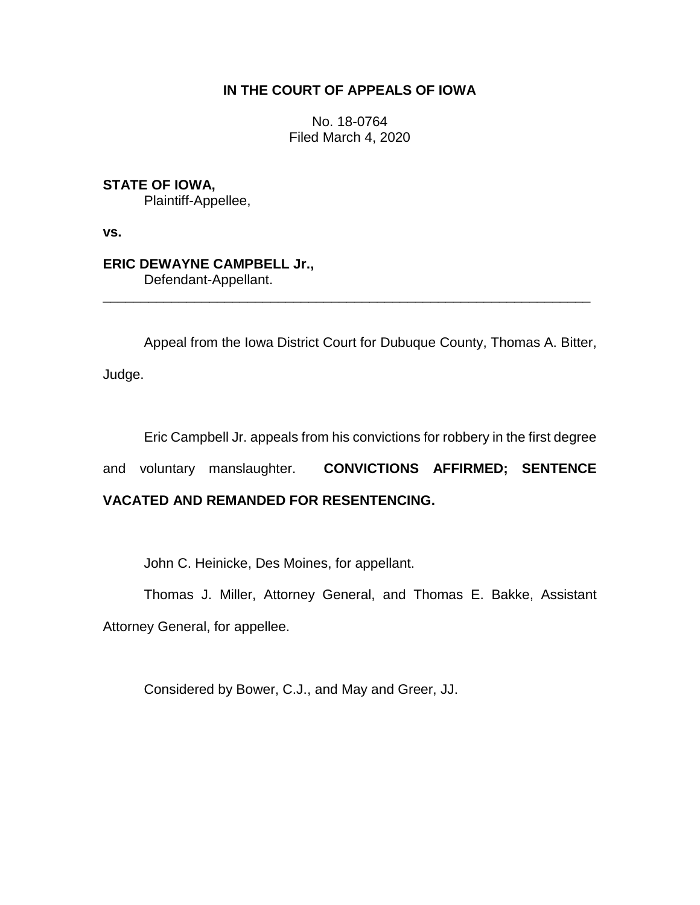**IN THE COURT OF APPEALS OF IOWA**

No. 18-0764
Filed March 4, 2020

**STATE OF IOWA,**
Plaintiff-Appellee,

**vs.**

**ERIC DEWAYNE CAMPBELL Jr.,**
Defendant-Appellant.

---

Appeal from the Iowa District Court for Dubuque County, Thomas A. Bitter, Judge.

Eric Campbell Jr. appeals from his convictions for robbery in the first degree and voluntary manslaughter. **CONVICTIONS AFFIRMED; SENTENCE VACATED AND REMANDED FOR RESENTENCING.**

John C. Heinicke, Des Moines, for appellant.

Thomas J. Miller, Attorney General, and Thomas E. Bakke, Assistant Attorney General, for appellee.

Considered by Bower, C.J., and May and Greer, JJ.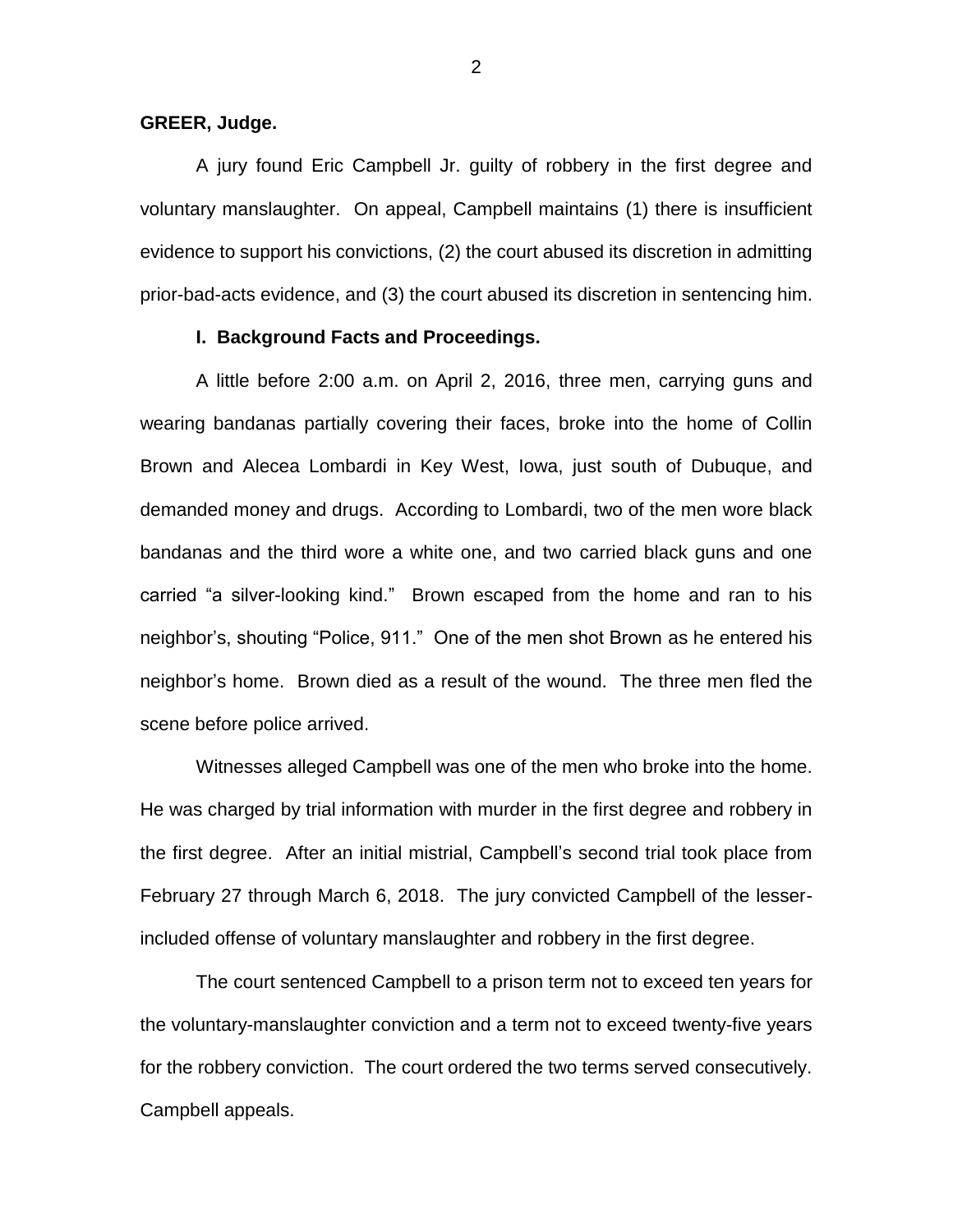**GREER, Judge.**

A jury found Eric Campbell Jr. guilty of robbery in the first degree and voluntary manslaughter. On appeal, Campbell maintains (1) there is insufficient evidence to support his convictions, (2) the court abused its discretion in admitting prior-bad-acts evidence, and (3) the court abused its discretion in sentencing him.

**I. Background Facts and Proceedings.**

A little before 2:00 a.m. on April 2, 2016, three men, carrying guns and wearing bandanas partially covering their faces, broke into the home of Collin Brown and Alecea Lombardi in Key West, Iowa, just south of Dubuque, and demanded money and drugs. According to Lombardi, two of the men wore black bandanas and the third wore a white one, and two carried black guns and one carried "a silver-looking kind." Brown escaped from the home and ran to his neighbor's, shouting "Police, 911." One of the men shot Brown as he entered his neighbor's home. Brown died as a result of the wound. The three men fled the scene before police arrived.

Witnesses alleged Campbell was one of the men who broke into the home. He was charged by trial information with murder in the first degree and robbery in the first degree. After an initial mistrial, Campbell's second trial took place from February 27 through March 6, 2018. The jury convicted Campbell of the lesser-included offense of voluntary manslaughter and robbery in the first degree.

The court sentenced Campbell to a prison term not to exceed ten years for the voluntary-manslaughter conviction and a term not to exceed twenty-five years for the robbery conviction. The court ordered the two terms served consecutively. Campbell appeals.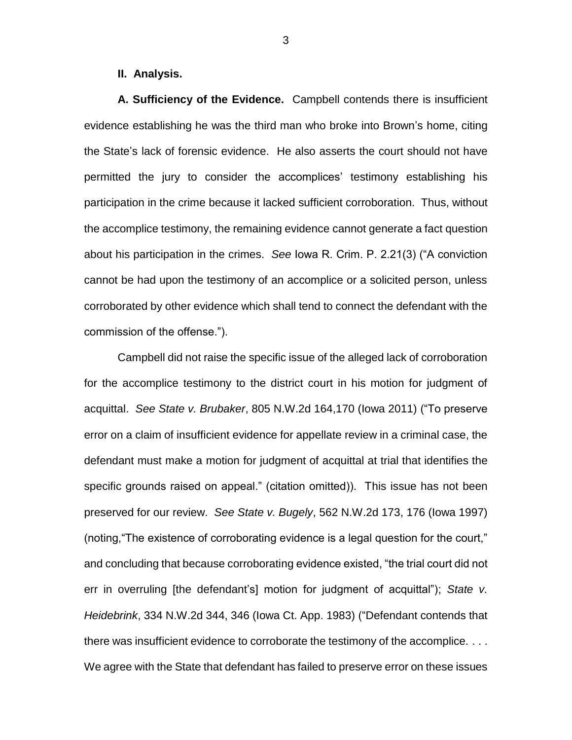## II. Analysis.

**A. Sufficiency of the Evidence.** Campbell contends there is insufficient evidence establishing he was the third man who broke into Brown's home, citing the State's lack of forensic evidence. He also asserts the court should not have permitted the jury to consider the accomplices' testimony establishing his participation in the crime because it lacked sufficient corroboration. Thus, without the accomplice testimony, the remaining evidence cannot generate a fact question about his participation in the crimes. *See* Iowa R. Crim. P. 2.21(3) ("A conviction cannot be had upon the testimony of an accomplice or a solicited person, unless corroborated by other evidence which shall tend to connect the defendant with the commission of the offense.").

Campbell did not raise the specific issue of the alleged lack of corroboration for the accomplice testimony to the district court in his motion for judgment of acquittal. *See State v. Brubaker*, 805 N.W.2d 164,170 (Iowa 2011) ("To preserve error on a claim of insufficient evidence for appellate review in a criminal case, the defendant must make a motion for judgment of acquittal at trial that identifies the specific grounds raised on appeal." (citation omitted)). This issue has not been preserved for our review. *See State v. Bugely*, 562 N.W.2d 173, 176 (Iowa 1997) (noting,"The existence of corroborating evidence is a legal question for the court," and concluding that because corroborating evidence existed, "the trial court did not err in overruling [the defendant's] motion for judgment of acquittal"); *State v. Heidebrink*, 334 N.W.2d 344, 346 (Iowa Ct. App. 1983) ("Defendant contends that there was insufficient evidence to corroborate the testimony of the accomplice. . . . We agree with the State that defendant has failed to preserve error on these issues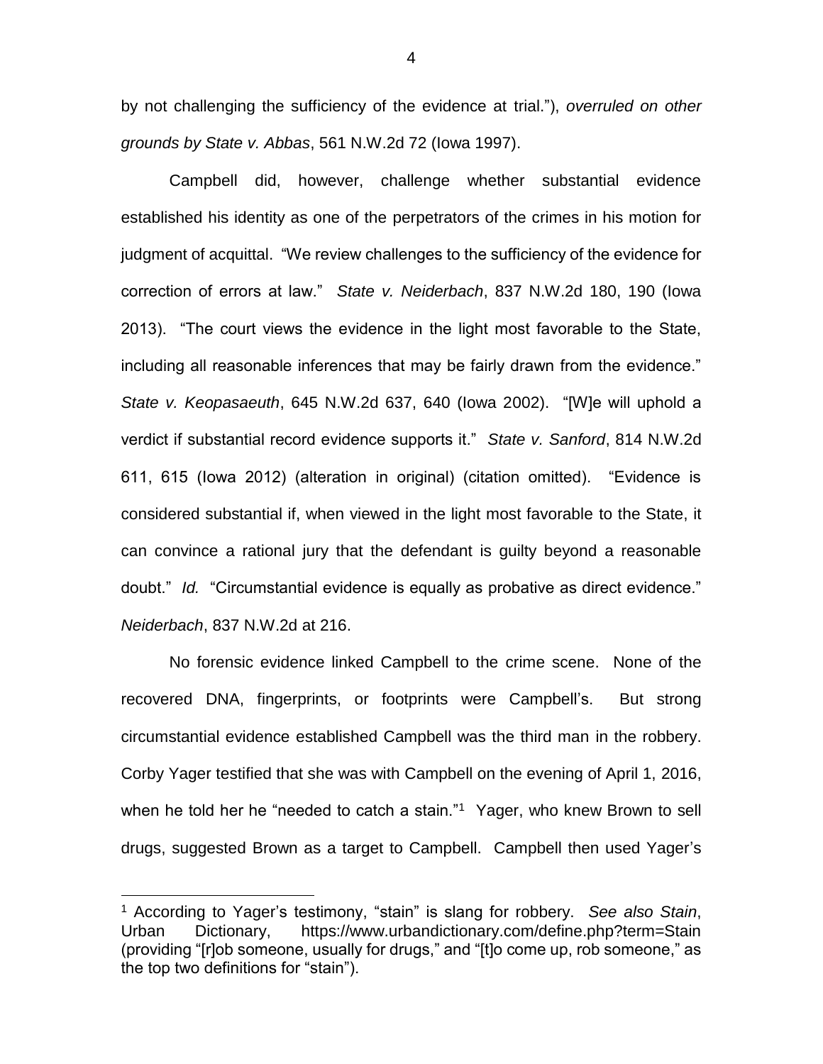by not challenging the sufficiency of the evidence at trial."), *overruled on other grounds by State v. Abbas*, 561 N.W.2d 72 (Iowa 1997).

Campbell did, however, challenge whether substantial evidence established his identity as one of the perpetrators of the crimes in his motion for judgment of acquittal. "We review challenges to the sufficiency of the evidence for correction of errors at law." *State v. Neiderbach*, 837 N.W.2d 180, 190 (Iowa 2013). "The court views the evidence in the light most favorable to the State, including all reasonable inferences that may be fairly drawn from the evidence." *State v. Keopasaeuth*, 645 N.W.2d 637, 640 (Iowa 2002). "[W]e will uphold a verdict if substantial record evidence supports it." *State v. Sanford*, 814 N.W.2d 611, 615 (Iowa 2012) (alteration in original) (citation omitted). "Evidence is considered substantial if, when viewed in the light most favorable to the State, it can convince a rational jury that the defendant is guilty beyond a reasonable doubt." *Id.* "Circumstantial evidence is equally as probative as direct evidence." *Neiderbach*, 837 N.W.2d at 216.

No forensic evidence linked Campbell to the crime scene. None of the recovered DNA, fingerprints, or footprints were Campbell's. But strong circumstantial evidence established Campbell was the third man in the robbery. Corby Yager testified that she was with Campbell on the evening of April 1, 2016, when he told her he "needed to catch a stain."[1] Yager, who knew Brown to sell drugs, suggested Brown as a target to Campbell. Campbell then used Yager's

---

[1] According to Yager's testimony, "stain" is slang for robbery. *See also Stain*, Urban Dictionary, https://www.urbandictionary.com/define.php?term=Stain (providing "[r]ob someone, usually for drugs," and "[t]o come up, rob someone," as the top two definitions for "stain").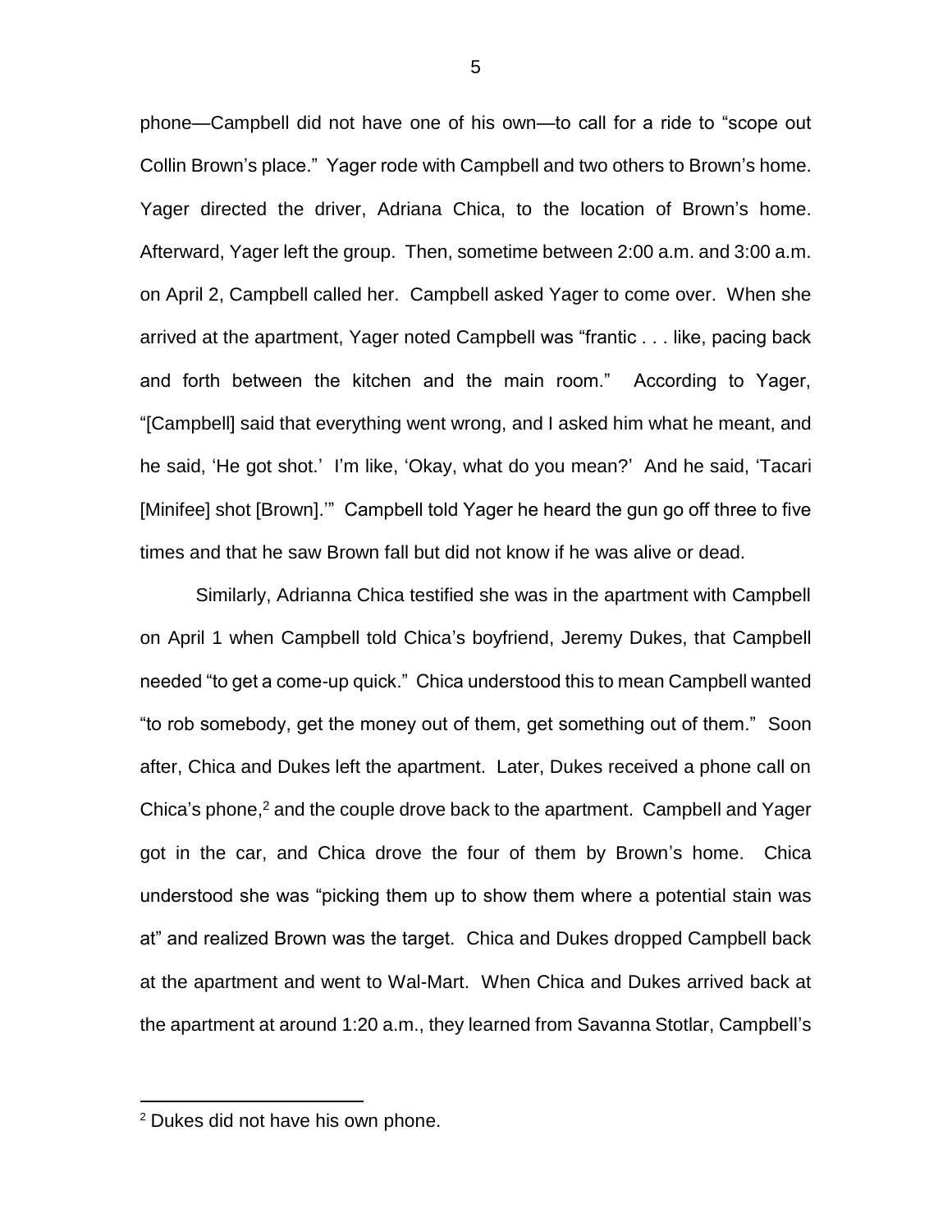phone—Campbell did not have one of his own—to call for a ride to "scope out Collin Brown's place." Yager rode with Campbell and two others to Brown's home. Yager directed the driver, Adriana Chica, to the location of Brown's home. Afterward, Yager left the group. Then, sometime between 2:00 a.m. and 3:00 a.m. on April 2, Campbell called her. Campbell asked Yager to come over. When she arrived at the apartment, Yager noted Campbell was "frantic . . . like, pacing back and forth between the kitchen and the main room." According to Yager, "[Campbell] said that everything went wrong, and I asked him what he meant, and he said, 'He got shot.' I'm like, 'Okay, what do you mean?' And he said, 'Tacari [Minifee] shot [Brown].'" Campbell told Yager he heard the gun go off three to five times and that he saw Brown fall but did not know if he was alive or dead.

Similarly, Adrianna Chica testified she was in the apartment with Campbell on April 1 when Campbell told Chica's boyfriend, Jeremy Dukes, that Campbell needed "to get a come-up quick." Chica understood this to mean Campbell wanted "to rob somebody, get the money out of them, get something out of them." Soon after, Chica and Dukes left the apartment. Later, Dukes received a phone call on Chica's phone,[2] and the couple drove back to the apartment. Campbell and Yager got in the car, and Chica drove the four of them by Brown's home. Chica understood she was "picking them up to show them where a potential stain was at" and realized Brown was the target. Chica and Dukes dropped Campbell back at the apartment and went to Wal-Mart. When Chica and Dukes arrived back at the apartment at around 1:20 a.m., they learned from Savanna Stotlar, Campbell's

[2] Dukes did not have his own phone.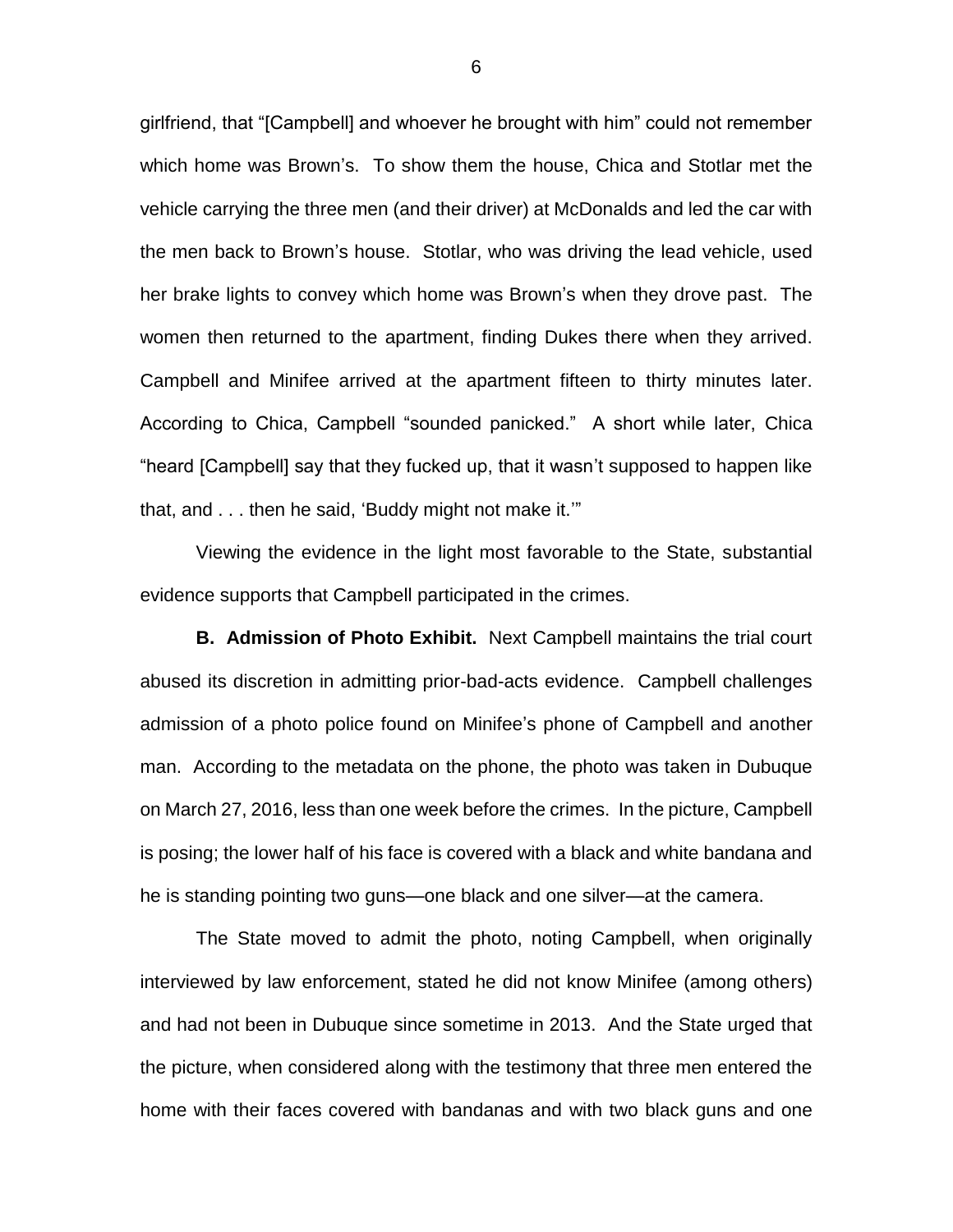girlfriend, that "[Campbell] and whoever he brought with him" could not remember which home was Brown's. To show them the house, Chica and Stotlar met the vehicle carrying the three men (and their driver) at McDonalds and led the car with the men back to Brown's house. Stotlar, who was driving the lead vehicle, used her brake lights to convey which home was Brown's when they drove past. The women then returned to the apartment, finding Dukes there when they arrived. Campbell and Minifee arrived at the apartment fifteen to thirty minutes later. According to Chica, Campbell "sounded panicked." A short while later, Chica "heard [Campbell] say that they fucked up, that it wasn't supposed to happen like that, and . . . then he said, 'Buddy might not make it.'"

Viewing the evidence in the light most favorable to the State, substantial evidence supports that Campbell participated in the crimes.

**B. Admission of Photo Exhibit.** Next Campbell maintains the trial court abused its discretion in admitting prior-bad-acts evidence. Campbell challenges admission of a photo police found on Minifee's phone of Campbell and another man. According to the metadata on the phone, the photo was taken in Dubuque on March 27, 2016, less than one week before the crimes. In the picture, Campbell is posing; the lower half of his face is covered with a black and white bandana and he is standing pointing two guns—one black and one silver—at the camera.

The State moved to admit the photo, noting Campbell, when originally interviewed by law enforcement, stated he did not know Minifee (among others) and had not been in Dubuque since sometime in 2013. And the State urged that the picture, when considered along with the testimony that three men entered the home with their faces covered with bandanas and with two black guns and one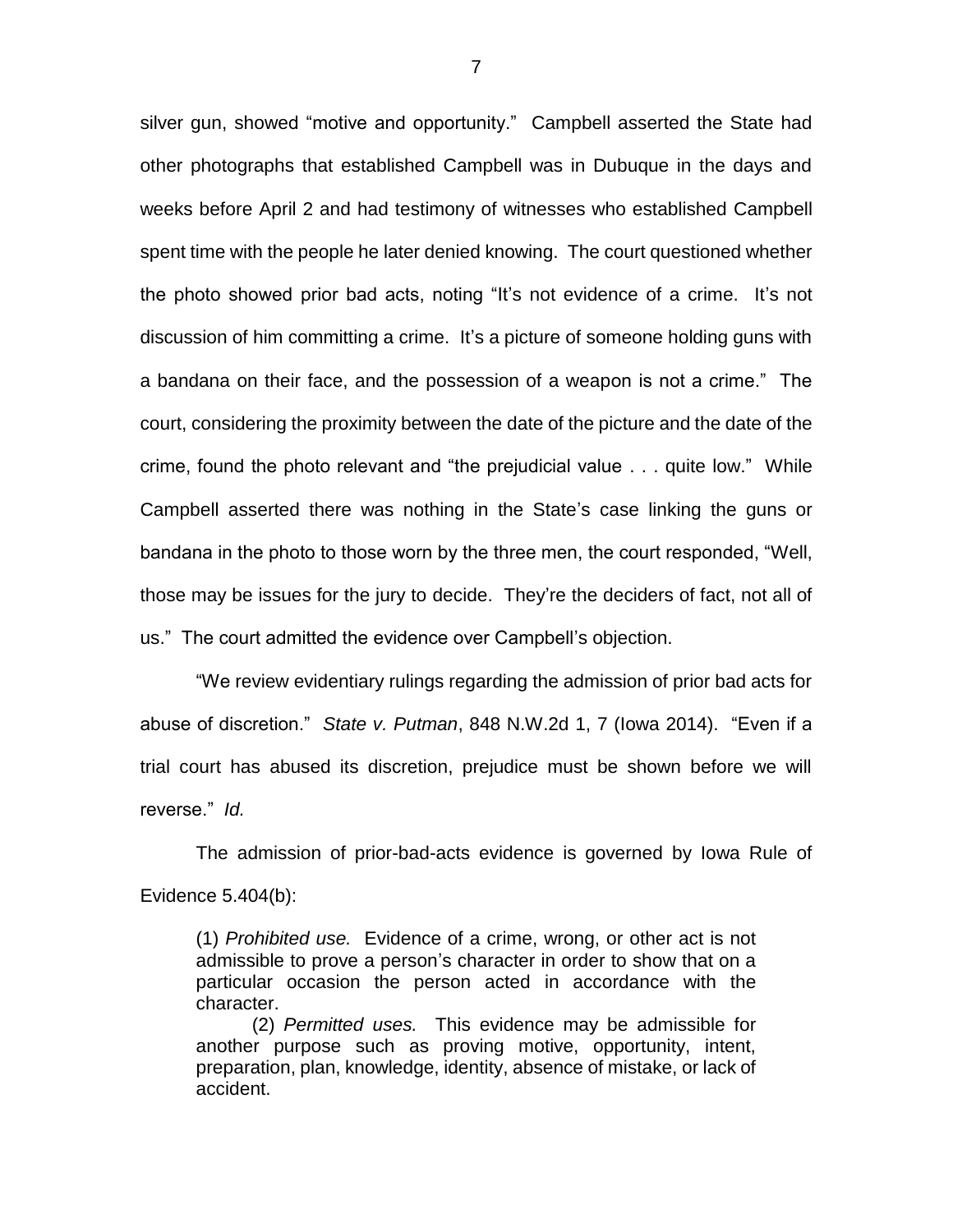silver gun, showed "motive and opportunity." Campbell asserted the State had other photographs that established Campbell was in Dubuque in the days and weeks before April 2 and had testimony of witnesses who established Campbell spent time with the people he later denied knowing. The court questioned whether the photo showed prior bad acts, noting "It's not evidence of a crime. It's not discussion of him committing a crime. It's a picture of someone holding guns with a bandana on their face, and the possession of a weapon is not a crime." The court, considering the proximity between the date of the picture and the date of the crime, found the photo relevant and "the prejudicial value . . . quite low." While Campbell asserted there was nothing in the State's case linking the guns or bandana in the photo to those worn by the three men, the court responded, "Well, those may be issues for the jury to decide. They're the deciders of fact, not all of us." The court admitted the evidence over Campbell's objection.

"We review evidentiary rulings regarding the admission of prior bad acts for abuse of discretion." *State v. Putman*, 848 N.W.2d 1, 7 (Iowa 2014). "Even if a trial court has abused its discretion, prejudice must be shown before we will reverse." *Id.*

The admission of prior-bad-acts evidence is governed by Iowa Rule of Evidence 5.404(b):

> (1) *Prohibited use.* Evidence of a crime, wrong, or other act is not admissible to prove a person's character in order to show that on a particular occasion the person acted in accordance with the character.
>
> (2) *Permitted uses.* This evidence may be admissible for another purpose such as proving motive, opportunity, intent, preparation, plan, knowledge, identity, absence of mistake, or lack of accident.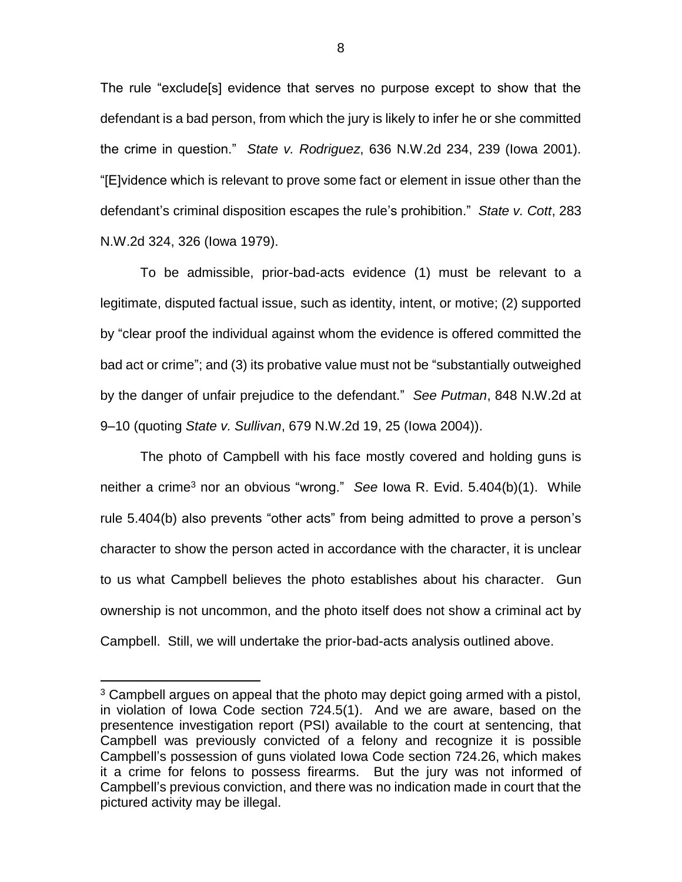The rule "exclude[s] evidence that serves no purpose except to show that the defendant is a bad person, from which the jury is likely to infer he or she committed the crime in question." *State v. Rodriguez*, 636 N.W.2d 234, 239 (Iowa 2001). "[E]vidence which is relevant to prove some fact or element in issue other than the defendant's criminal disposition escapes the rule's prohibition." *State v. Cott*, 283 N.W.2d 324, 326 (Iowa 1979).

To be admissible, prior-bad-acts evidence (1) must be relevant to a legitimate, disputed factual issue, such as identity, intent, or motive; (2) supported by "clear proof the individual against whom the evidence is offered committed the bad act or crime"; and (3) its probative value must not be "substantially outweighed by the danger of unfair prejudice to the defendant." *See Putman*, 848 N.W.2d at 9–10 (quoting *State v. Sullivan*, 679 N.W.2d 19, 25 (Iowa 2004)).

The photo of Campbell with his face mostly covered and holding guns is neither a crime[3] nor an obvious "wrong." *See* Iowa R. Evid. 5.404(b)(1). While rule 5.404(b) also prevents "other acts" from being admitted to prove a person's character to show the person acted in accordance with the character, it is unclear to us what Campbell believes the photo establishes about his character. Gun ownership is not uncommon, and the photo itself does not show a criminal act by Campbell. Still, we will undertake the prior-bad-acts analysis outlined above.

[3] Campbell argues on appeal that the photo may depict going armed with a pistol, in violation of Iowa Code section 724.5(1). And we are aware, based on the presentence investigation report (PSI) available to the court at sentencing, that Campbell was previously convicted of a felony and recognize it is possible Campbell's possession of guns violated Iowa Code section 724.26, which makes it a crime for felons to possess firearms. But the jury was not informed of Campbell's previous conviction, and there was no indication made in court that the pictured activity may be illegal.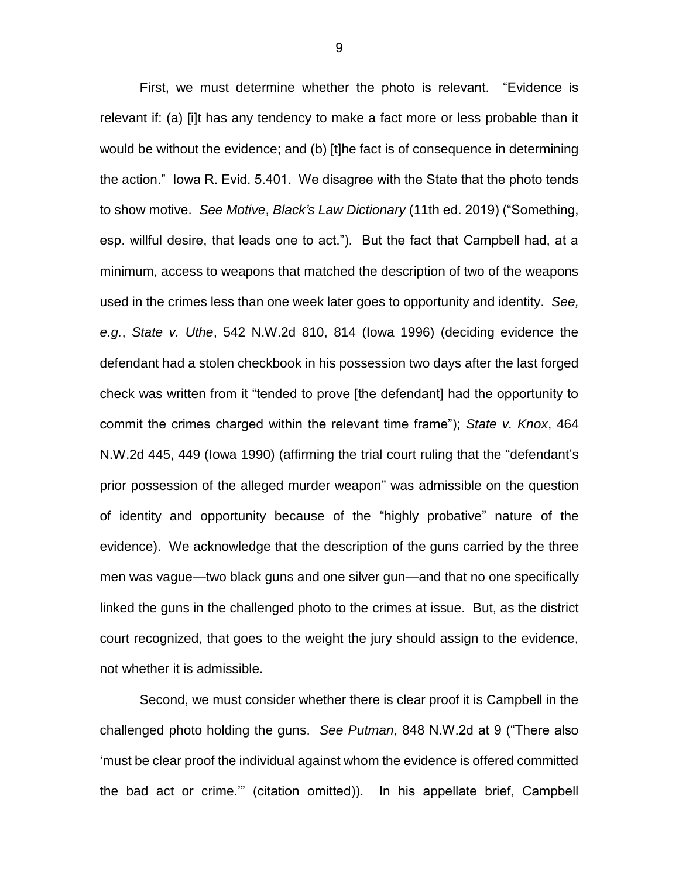First, we must determine whether the photo is relevant. "Evidence is relevant if: (a) [i]t has any tendency to make a fact more or less probable than it would be without the evidence; and (b) [t]he fact is of consequence in determining the action." Iowa R. Evid. 5.401. We disagree with the State that the photo tends to show motive. *See Motive*, *Black's Law Dictionary* (11th ed. 2019) ("Something, esp. willful desire, that leads one to act."). But the fact that Campbell had, at a minimum, access to weapons that matched the description of two of the weapons used in the crimes less than one week later goes to opportunity and identity. *See, e.g.*, *State v. Uthe*, 542 N.W.2d 810, 814 (Iowa 1996) (deciding evidence the defendant had a stolen checkbook in his possession two days after the last forged check was written from it "tended to prove [the defendant] had the opportunity to commit the crimes charged within the relevant time frame"); *State v. Knox*, 464 N.W.2d 445, 449 (Iowa 1990) (affirming the trial court ruling that the "defendant's prior possession of the alleged murder weapon" was admissible on the question of identity and opportunity because of the "highly probative" nature of the evidence). We acknowledge that the description of the guns carried by the three men was vague—two black guns and one silver gun—and that no one specifically linked the guns in the challenged photo to the crimes at issue. But, as the district court recognized, that goes to the weight the jury should assign to the evidence, not whether it is admissible.

Second, we must consider whether there is clear proof it is Campbell in the challenged photo holding the guns. *See Putman*, 848 N.W.2d at 9 ("There also 'must be clear proof the individual against whom the evidence is offered committed the bad act or crime.'" (citation omitted)). In his appellate brief, Campbell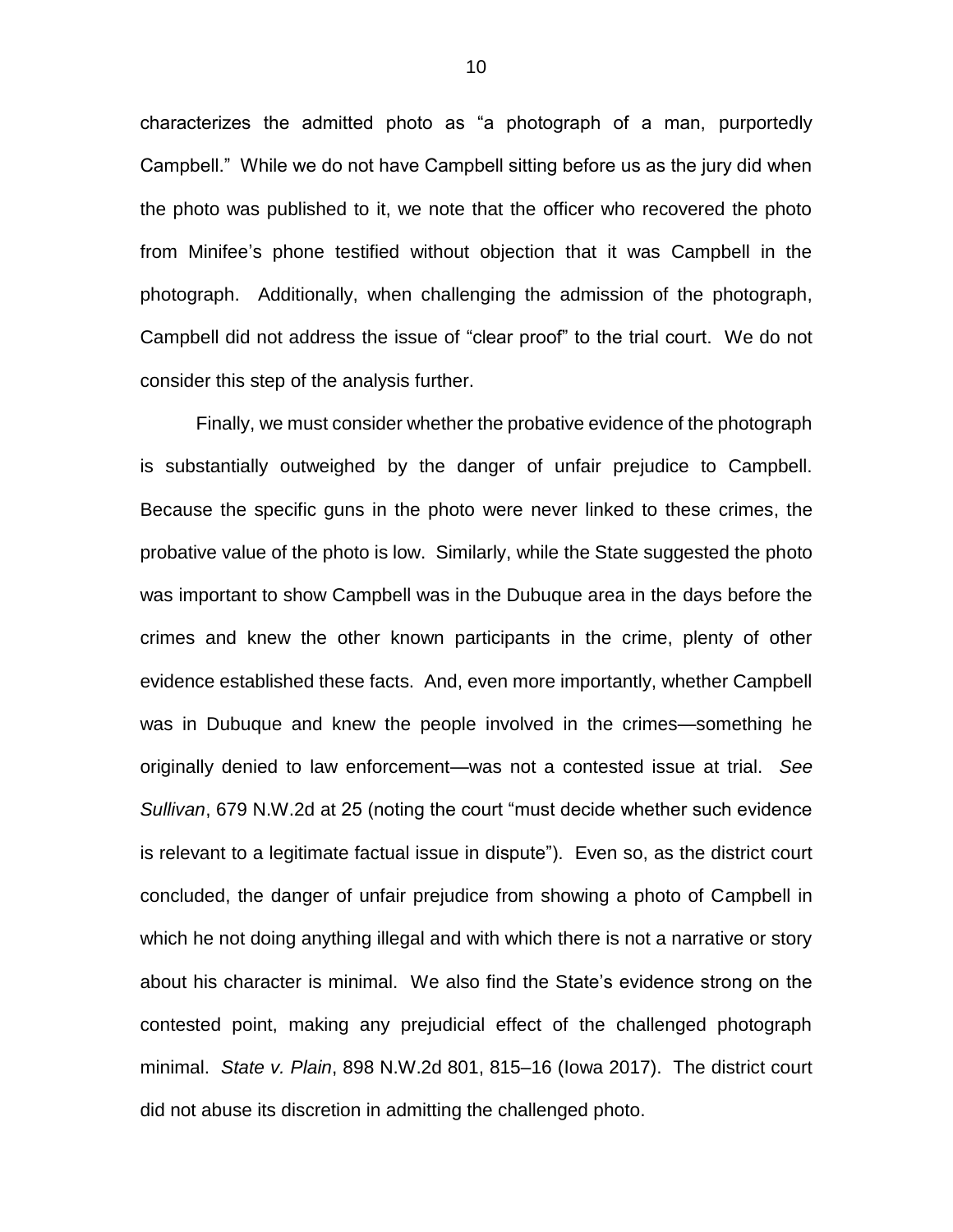characterizes the admitted photo as "a photograph of a man, purportedly Campbell." While we do not have Campbell sitting before us as the jury did when the photo was published to it, we note that the officer who recovered the photo from Minifee's phone testified without objection that it was Campbell in the photograph. Additionally, when challenging the admission of the photograph, Campbell did not address the issue of "clear proof" to the trial court. We do not consider this step of the analysis further.

Finally, we must consider whether the probative evidence of the photograph is substantially outweighed by the danger of unfair prejudice to Campbell. Because the specific guns in the photo were never linked to these crimes, the probative value of the photo is low. Similarly, while the State suggested the photo was important to show Campbell was in the Dubuque area in the days before the crimes and knew the other known participants in the crime, plenty of other evidence established these facts. And, even more importantly, whether Campbell was in Dubuque and knew the people involved in the crimes—something he originally denied to law enforcement—was not a contested issue at trial. *See Sullivan*, 679 N.W.2d at 25 (noting the court "must decide whether such evidence is relevant to a legitimate factual issue in dispute"). Even so, as the district court concluded, the danger of unfair prejudice from showing a photo of Campbell in which he not doing anything illegal and with which there is not a narrative or story about his character is minimal. We also find the State's evidence strong on the contested point, making any prejudicial effect of the challenged photograph minimal. *State v. Plain*, 898 N.W.2d 801, 815–16 (Iowa 2017). The district court did not abuse its discretion in admitting the challenged photo.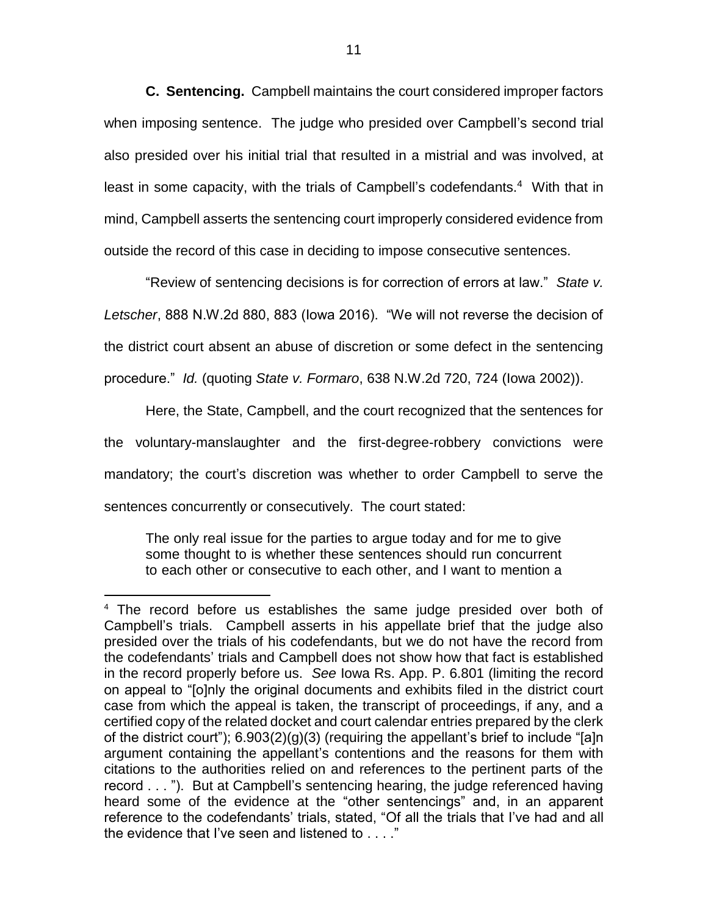**C. Sentencing.** Campbell maintains the court considered improper factors when imposing sentence. The judge who presided over Campbell's second trial also presided over his initial trial that resulted in a mistrial and was involved, at least in some capacity, with the trials of Campbell's codefendants.[4] With that in mind, Campbell asserts the sentencing court improperly considered evidence from outside the record of this case in deciding to impose consecutive sentences.

"Review of sentencing decisions is for correction of errors at law." *State v. Letscher*, 888 N.W.2d 880, 883 (Iowa 2016). "We will not reverse the decision of the district court absent an abuse of discretion or some defect in the sentencing procedure." *Id.* (quoting *State v. Formaro*, 638 N.W.2d 720, 724 (Iowa 2002)).

Here, the State, Campbell, and the court recognized that the sentences for the voluntary-manslaughter and the first-degree-robbery convictions were mandatory; the court's discretion was whether to order Campbell to serve the sentences concurrently or consecutively. The court stated:

> The only real issue for the parties to argue today and for me to give some thought to is whether these sentences should run concurrent to each other or consecutive to each other, and I want to mention a

[4] The record before us establishes the same judge presided over both of Campbell's trials. Campbell asserts in his appellate brief that the judge also presided over the trials of his codefendants, but we do not have the record from the codefendants' trials and Campbell does not show how that fact is established in the record properly before us. *See* Iowa Rs. App. P. 6.801 (limiting the record on appeal to "[o]nly the original documents and exhibits filed in the district court case from which the appeal is taken, the transcript of proceedings, if any, and a certified copy of the related docket and court calendar entries prepared by the clerk of the district court"); 6.903(2)(g)(3) (requiring the appellant's brief to include "[a]n argument containing the appellant's contentions and the reasons for them with citations to the authorities relied on and references to the pertinent parts of the record . . . "). But at Campbell's sentencing hearing, the judge referenced having heard some of the evidence at the "other sentencings" and, in an apparent reference to the codefendants' trials, stated, "Of all the trials that I've had and all the evidence that I've seen and listened to . . . ."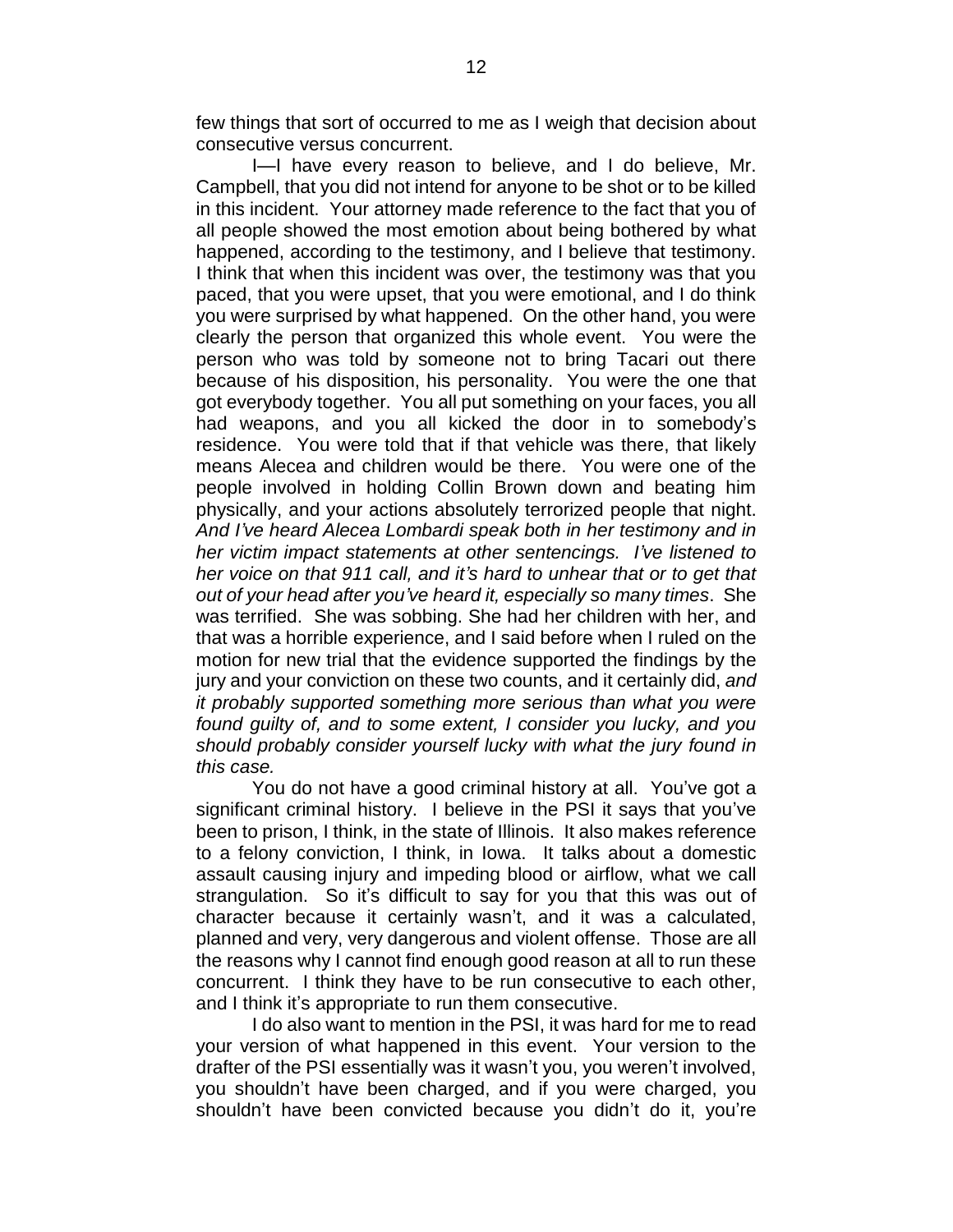few things that sort of occurred to me as I weigh that decision about consecutive versus concurrent.

I—I have every reason to believe, and I do believe, Mr. Campbell, that you did not intend for anyone to be shot or to be killed in this incident. Your attorney made reference to the fact that you of all people showed the most emotion about being bothered by what happened, according to the testimony, and I believe that testimony. I think that when this incident was over, the testimony was that you paced, that you were upset, that you were emotional, and I do think you were surprised by what happened. On the other hand, you were clearly the person that organized this whole event. You were the person who was told by someone not to bring Tacari out there because of his disposition, his personality. You were the one that got everybody together. You all put something on your faces, you all had weapons, and you all kicked the door in to somebody's residence. You were told that if that vehicle was there, that likely means Alecea and children would be there. You were one of the people involved in holding Collin Brown down and beating him physically, and your actions absolutely terrorized people that night. *And I've heard Alecea Lombardi speak both in her testimony and in her victim impact statements at other sentencings. I've listened to her voice on that 911 call, and it's hard to unhear that or to get that out of your head after you've heard it, especially so many times*. She was terrified. She was sobbing. She had her children with her, and that was a horrible experience, and I said before when I ruled on the motion for new trial that the evidence supported the findings by the jury and your conviction on these two counts, and it certainly did, *and it probably supported something more serious than what you were found guilty of, and to some extent, I consider you lucky, and you should probably consider yourself lucky with what the jury found in this case.*

You do not have a good criminal history at all. You've got a significant criminal history. I believe in the PSI it says that you've been to prison, I think, in the state of Illinois. It also makes reference to a felony conviction, I think, in Iowa. It talks about a domestic assault causing injury and impeding blood or airflow, what we call strangulation. So it's difficult to say for you that this was out of character because it certainly wasn't, and it was a calculated, planned and very, very dangerous and violent offense. Those are all the reasons why I cannot find enough good reason at all to run these concurrent. I think they have to be run consecutive to each other, and I think it's appropriate to run them consecutive.

I do also want to mention in the PSI, it was hard for me to read your version of what happened in this event. Your version to the drafter of the PSI essentially was it wasn't you, you weren't involved, you shouldn't have been charged, and if you were charged, you shouldn't have been convicted because you didn't do it, you're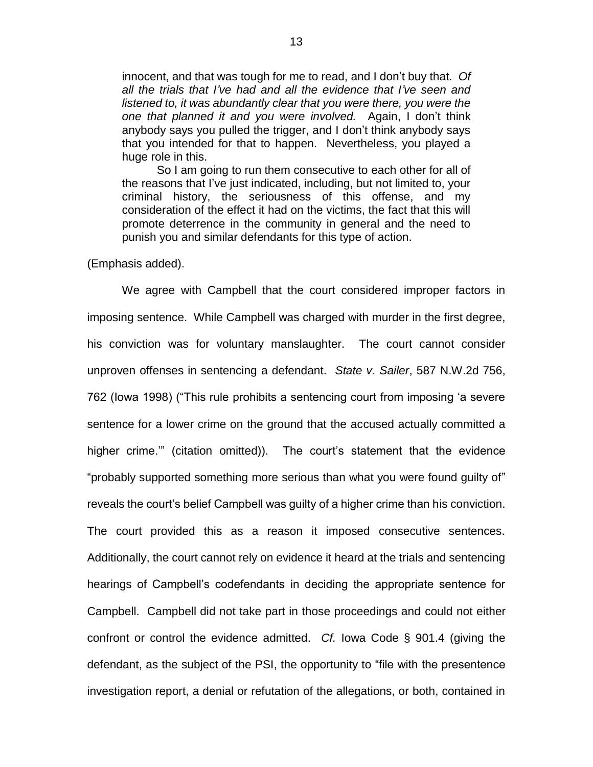> innocent, and that was tough for me to read, and I don't buy that. *Of all the trials that I've had and all the evidence that I've seen and listened to, it was abundantly clear that you were there, you were the one that planned it and you were involved.* Again, I don't think anybody says you pulled the trigger, and I don't think anybody says that you intended for that to happen. Nevertheless, you played a huge role in this.
>
> So I am going to run them consecutive to each other for all of the reasons that I've just indicated, including, but not limited to, your criminal history, the seriousness of this offense, and my consideration of the effect it had on the victims, the fact that this will promote deterrence in the community in general and the need to punish you and similar defendants for this type of action.

(Emphasis added).

We agree with Campbell that the court considered improper factors in imposing sentence. While Campbell was charged with murder in the first degree, his conviction was for voluntary manslaughter. The court cannot consider unproven offenses in sentencing a defendant. *State v. Sailer*, 587 N.W.2d 756, 762 (Iowa 1998) ("This rule prohibits a sentencing court from imposing 'a severe sentence for a lower crime on the ground that the accused actually committed a higher crime.'" (citation omitted)). The court's statement that the evidence "probably supported something more serious than what you were found guilty of" reveals the court's belief Campbell was guilty of a higher crime than his conviction. The court provided this as a reason it imposed consecutive sentences. Additionally, the court cannot rely on evidence it heard at the trials and sentencing hearings of Campbell's codefendants in deciding the appropriate sentence for Campbell. Campbell did not take part in those proceedings and could not either confront or control the evidence admitted. *Cf.* Iowa Code § 901.4 (giving the defendant, as the subject of the PSI, the opportunity to "file with the presentence investigation report, a denial or refutation of the allegations, or both, contained in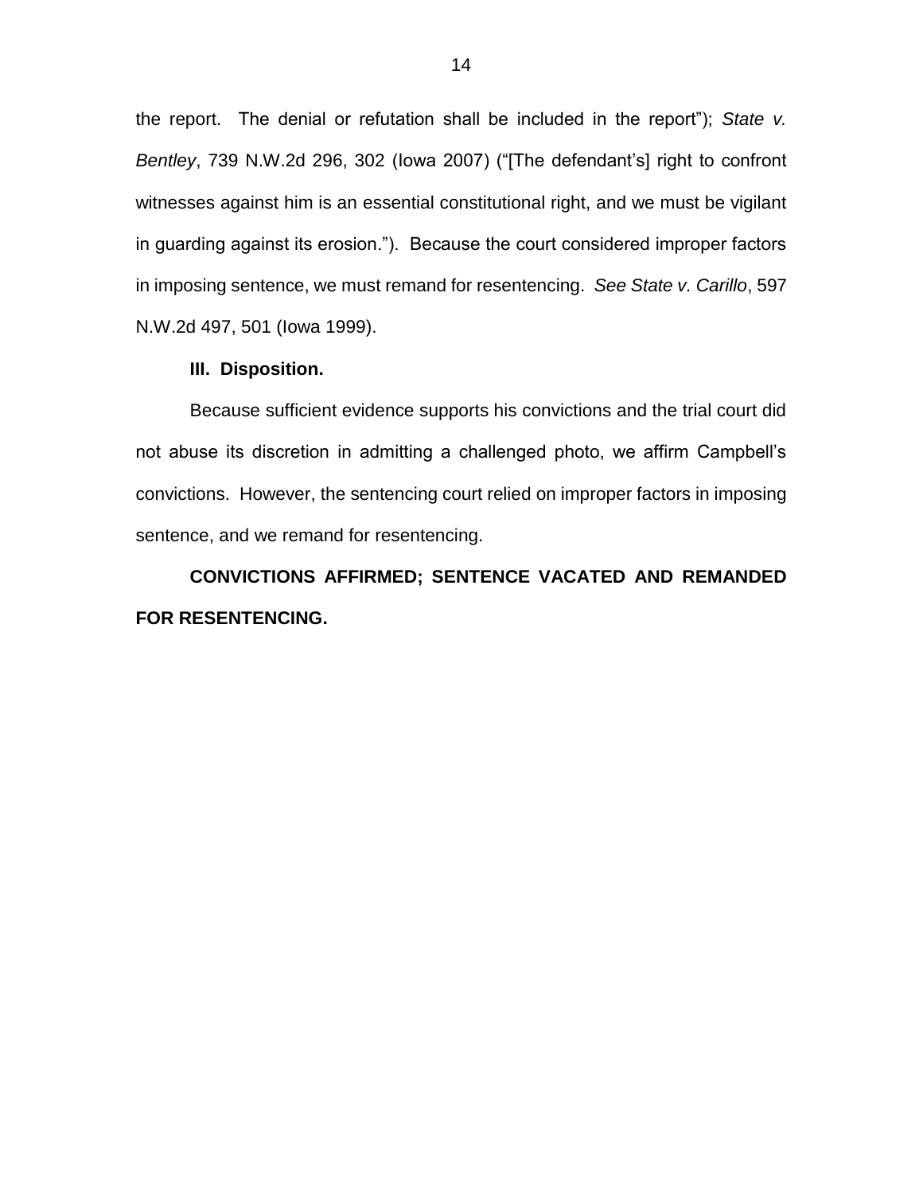the report. The denial or refutation shall be included in the report"); *State v. Bentley*, 739 N.W.2d 296, 302 (Iowa 2007) ("[The defendant's] right to confront witnesses against him is an essential constitutional right, and we must be vigilant in guarding against its erosion."). Because the court considered improper factors in imposing sentence, we must remand for resentencing. *See State v. Carillo*, 597 N.W.2d 497, 501 (Iowa 1999).

### III. Disposition.

Because sufficient evidence supports his convictions and the trial court did not abuse its discretion in admitting a challenged photo, we affirm Campbell's convictions. However, the sentencing court relied on improper factors in imposing sentence, and we remand for resentencing.

**CONVICTIONS AFFIRMED; SENTENCE VACATED AND REMANDED FOR RESENTENCING.**